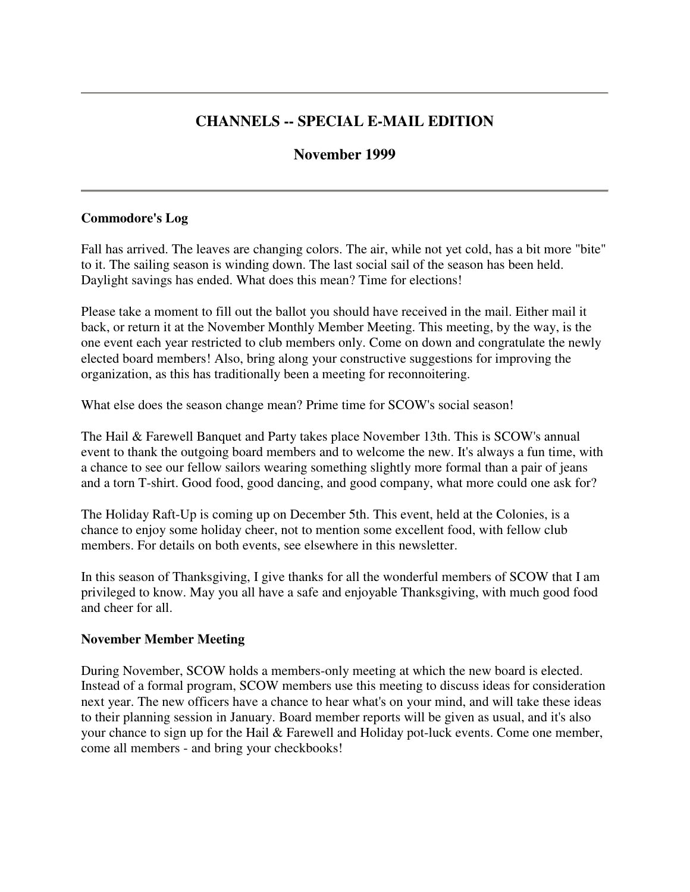# CHANNELS -- SPECIAL E-MAIL EDITION

## November 1999

---

**Commodore's Log**

Fall has arrived. The leaves are changing colors. The air, while not yet cold, has a bit more "bite" to it. The sailing season is winding down. The last social sail of the season has been held. Daylight savings has ended. What does this mean? Time for elections!

Please take a moment to fill out the ballot you should have received in the mail. Either mail it back, or return it at the November Monthly Member Meeting. This meeting, by the way, is the one event each year restricted to club members only. Come on down and congratulate the newly elected board members! Also, bring along your constructive suggestions for improving the organization, as this has traditionally been a meeting for reconnoitering.

What else does the season change mean? Prime time for SCOW's social season!

The Hail & Farewell Banquet and Party takes place November 13th. This is SCOW's annual event to thank the outgoing board members and to welcome the new. It's always a fun time, with a chance to see our fellow sailors wearing something slightly more formal than a pair of jeans and a torn T-shirt. Good food, good dancing, and good company, what more could one ask for?

The Holiday Raft-Up is coming up on December 5th. This event, held at the Colonies, is a chance to enjoy some holiday cheer, not to mention some excellent food, with fellow club members. For details on both events, see elsewhere in this newsletter.

In this season of Thanksgiving, I give thanks for all the wonderful members of SCOW that I am privileged to know. May you all have a safe and enjoyable Thanksgiving, with much good food and cheer for all.

**November Member Meeting**

During November, SCOW holds a members-only meeting at which the new board is elected. Instead of a formal program, SCOW members use this meeting to discuss ideas for consideration next year. The new officers have a chance to hear what's on your mind, and will take these ideas to their planning session in January. Board member reports will be given as usual, and it's also your chance to sign up for the Hail & Farewell and Holiday pot-luck events. Come one member, come all members - and bring your checkbooks!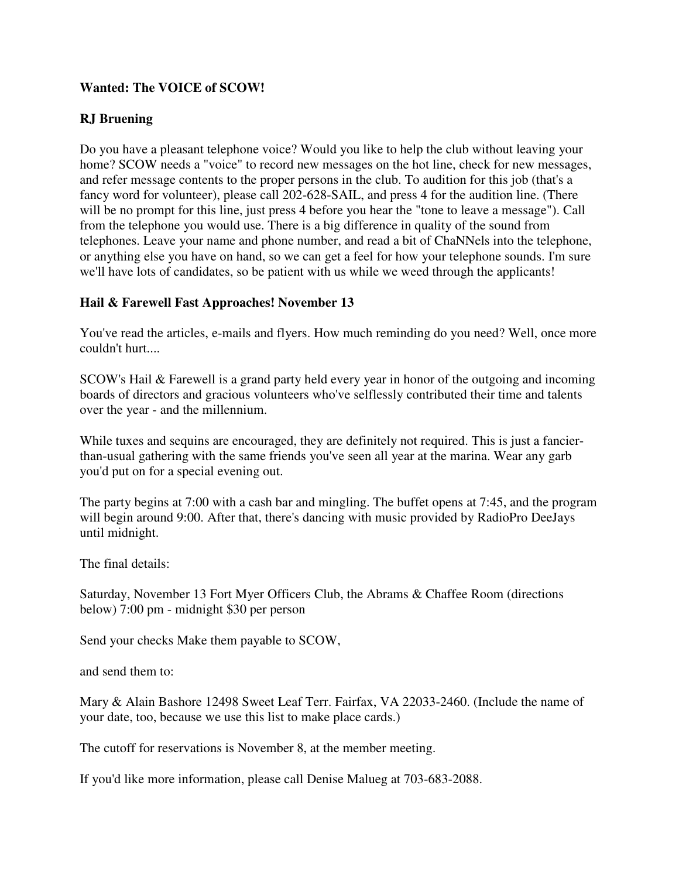**Wanted: The VOICE of SCOW!**

**RJ Bruening**

Do you have a pleasant telephone voice? Would you like to help the club without leaving your home? SCOW needs a "voice" to record new messages on the hot line, check for new messages, and refer message contents to the proper persons in the club. To audition for this job (that's a fancy word for volunteer), please call 202-628-SAIL, and press 4 for the audition line. (There will be no prompt for this line, just press 4 before you hear the "tone to leave a message"). Call from the telephone you would use. There is a big difference in quality of the sound from telephones. Leave your name and phone number, and read a bit of ChaNNels into the telephone, or anything else you have on hand, so we can get a feel for how your telephone sounds. I'm sure we'll have lots of candidates, so be patient with us while we weed through the applicants!

**Hail & Farewell Fast Approaches! November 13**

You've read the articles, e-mails and flyers. How much reminding do you need? Well, once more couldn't hurt....

SCOW's Hail & Farewell is a grand party held every year in honor of the outgoing and incoming boards of directors and gracious volunteers who've selflessly contributed their time and talents over the year - and the millennium.

While tuxes and sequins are encouraged, they are definitely not required. This is just a fancier-than-usual gathering with the same friends you've seen all year at the marina. Wear any garb you'd put on for a special evening out.

The party begins at 7:00 with a cash bar and mingling. The buffet opens at 7:45, and the program will begin around 9:00. After that, there's dancing with music provided by RadioPro DeeJays until midnight.

The final details:

Saturday, November 13 Fort Myer Officers Club, the Abrams & Chaffee Room (directions below) 7:00 pm - midnight $30 per person

Send your checks Make them payable to SCOW,

and send them to:

Mary & Alain Bashore 12498 Sweet Leaf Terr. Fairfax, VA 22033-2460. (Include the name of your date, too, because we use this list to make place cards.)

The cutoff for reservations is November 8, at the member meeting.

If you'd like more information, please call Denise Malueg at 703-683-2088.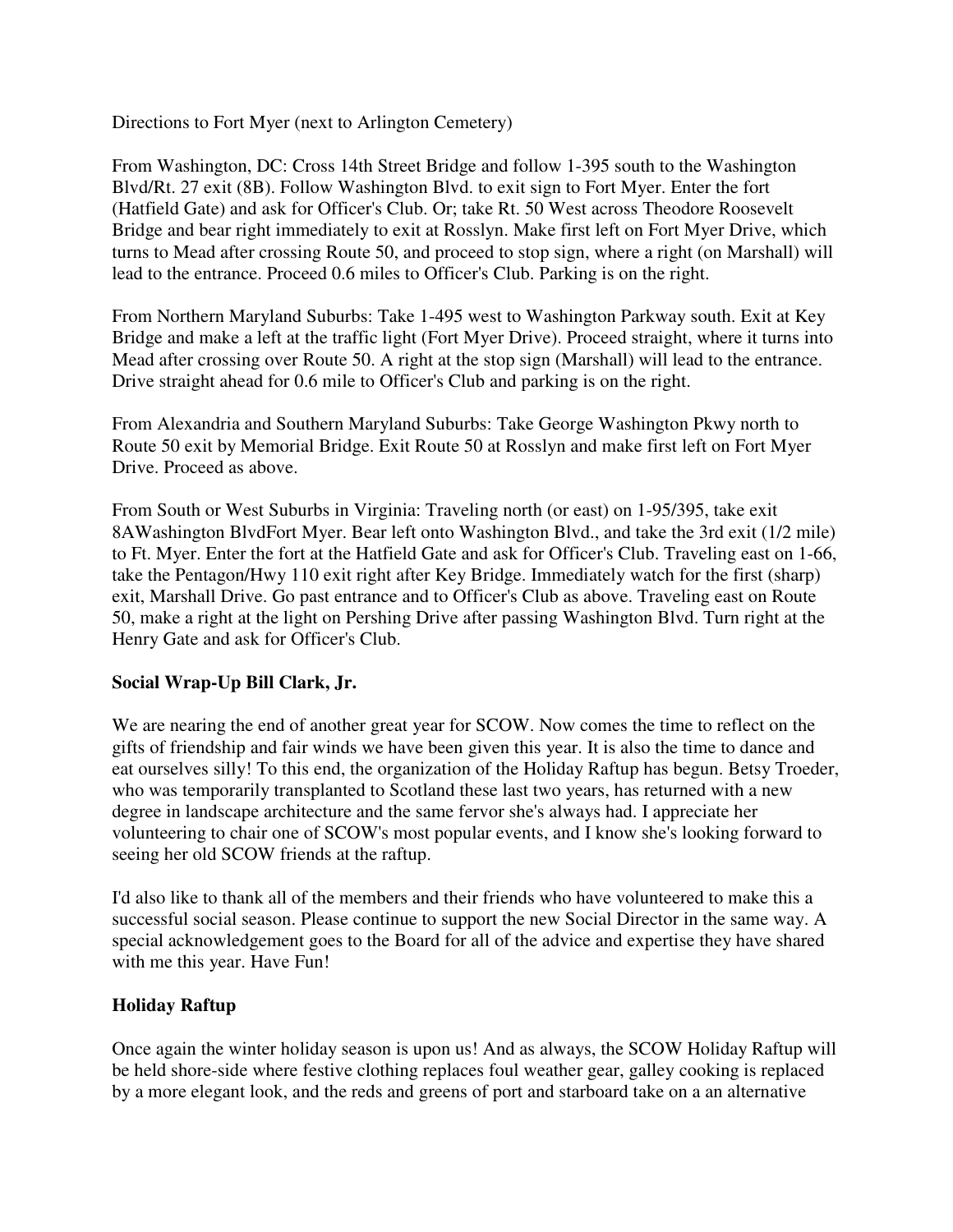Directions to Fort Myer (next to Arlington Cemetery)

From Washington, DC: Cross 14th Street Bridge and follow 1-395 south to the Washington Blvd/Rt. 27 exit (8B). Follow Washington Blvd. to exit sign to Fort Myer. Enter the fort (Hatfield Gate) and ask for Officer's Club. Or; take Rt. 50 West across Theodore Roosevelt Bridge and bear right immediately to exit at Rosslyn. Make first left on Fort Myer Drive, which turns to Mead after crossing Route 50, and proceed to stop sign, where a right (on Marshall) will lead to the entrance. Proceed 0.6 miles to Officer's Club. Parking is on the right.

From Northern Maryland Suburbs: Take 1-495 west to Washington Parkway south. Exit at Key Bridge and make a left at the traffic light (Fort Myer Drive). Proceed straight, where it turns into Mead after crossing over Route 50. A right at the stop sign (Marshall) will lead to the entrance. Drive straight ahead for 0.6 mile to Officer's Club and parking is on the right.

From Alexandria and Southern Maryland Suburbs: Take George Washington Pkwy north to Route 50 exit by Memorial Bridge. Exit Route 50 at Rosslyn and make first left on Fort Myer Drive. Proceed as above.

From South or West Suburbs in Virginia: Traveling north (or east) on 1-95/395, take exit 8AWashington BlvdFort Myer. Bear left onto Washington Blvd., and take the 3rd exit (1/2 mile) to Ft. Myer. Enter the fort at the Hatfield Gate and ask for Officer's Club. Traveling east on 1-66, take the Pentagon/Hwy 110 exit right after Key Bridge. Immediately watch for the first (sharp) exit, Marshall Drive. Go past entrance and to Officer's Club as above. Traveling east on Route 50, make a right at the light on Pershing Drive after passing Washington Blvd. Turn right at the Henry Gate and ask for Officer's Club.

### Social Wrap-Up Bill Clark, Jr.

We are nearing the end of another great year for SCOW. Now comes the time to reflect on the gifts of friendship and fair winds we have been given this year. It is also the time to dance and eat ourselves silly! To this end, the organization of the Holiday Raftup has begun. Betsy Troeder, who was temporarily transplanted to Scotland these last two years, has returned with a new degree in landscape architecture and the same fervor she's always had. I appreciate her volunteering to chair one of SCOW's most popular events, and I know she's looking forward to seeing her old SCOW friends at the raftup.

I'd also like to thank all of the members and their friends who have volunteered to make this a successful social season. Please continue to support the new Social Director in the same way. A special acknowledgement goes to the Board for all of the advice and expertise they have shared with me this year. Have Fun!

### Holiday Raftup

Once again the winter holiday season is upon us! And as always, the SCOW Holiday Raftup will be held shore-side where festive clothing replaces foul weather gear, galley cooking is replaced by a more elegant look, and the reds and greens of port and starboard take on a an alternative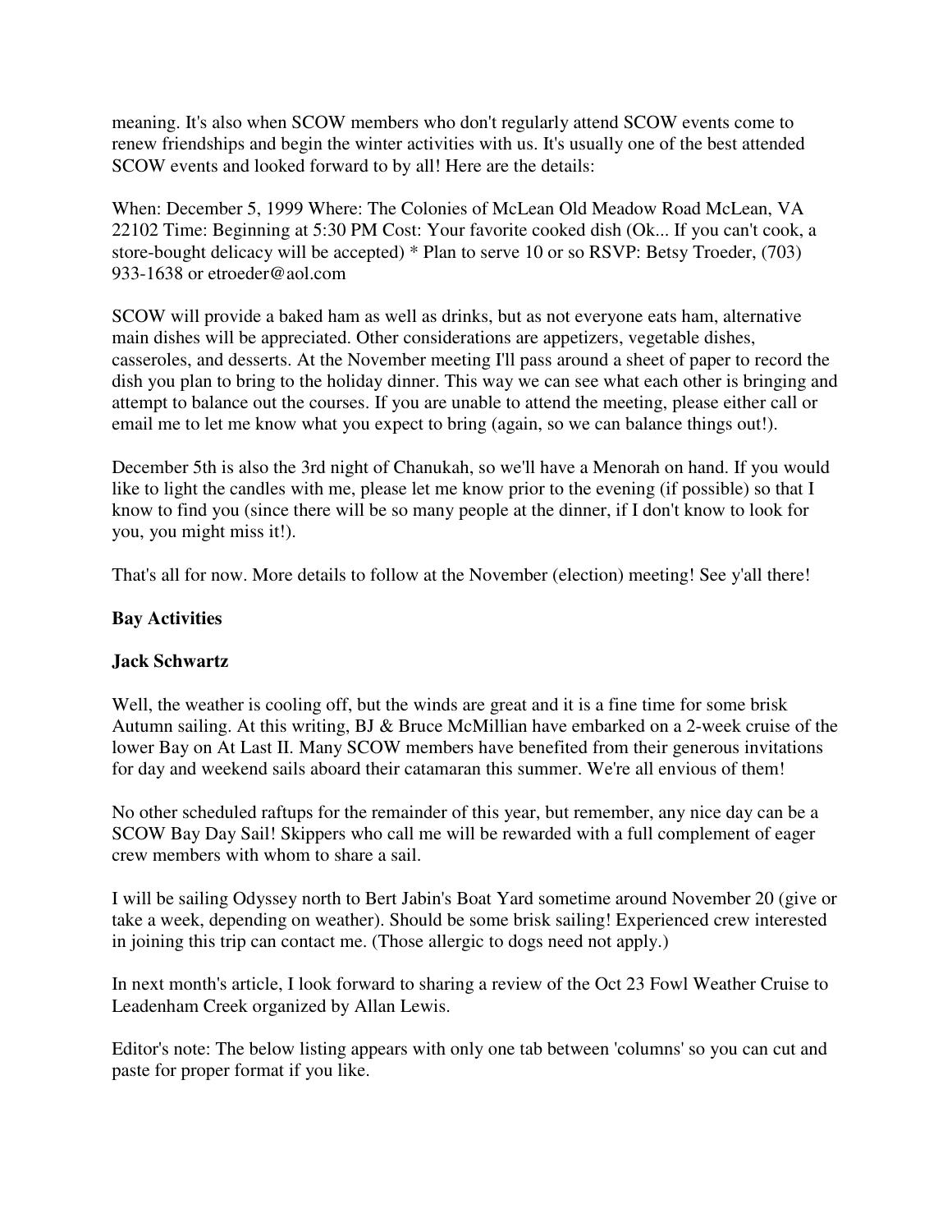meaning. It's also when SCOW members who don't regularly attend SCOW events come to renew friendships and begin the winter activities with us. It's usually one of the best attended SCOW events and looked forward to by all! Here are the details:

When: December 5, 1999 Where: The Colonies of McLean Old Meadow Road McLean, VA 22102 Time: Beginning at 5:30 PM Cost: Your favorite cooked dish (Ok... If you can't cook, a store-bought delicacy will be accepted) * Plan to serve 10 or so RSVP: Betsy Troeder, (703) 933-1638 or etroeder@aol.com

SCOW will provide a baked ham as well as drinks, but as not everyone eats ham, alternative main dishes will be appreciated. Other considerations are appetizers, vegetable dishes, casseroles, and desserts. At the November meeting I'll pass around a sheet of paper to record the dish you plan to bring to the holiday dinner. This way we can see what each other is bringing and attempt to balance out the courses. If you are unable to attend the meeting, please either call or email me to let me know what you expect to bring (again, so we can balance things out!).

December 5th is also the 3rd night of Chanukah, so we'll have a Menorah on hand. If you would like to light the candles with me, please let me know prior to the evening (if possible) so that I know to find you (since there will be so many people at the dinner, if I don't know to look for you, you might miss it!).

That's all for now. More details to follow at the November (election) meeting! See y'all there!

**Bay Activities**

**Jack Schwartz**

Well, the weather is cooling off, but the winds are great and it is a fine time for some brisk Autumn sailing. At this writing, BJ & Bruce McMillian have embarked on a 2-week cruise of the lower Bay on At Last II. Many SCOW members have benefited from their generous invitations for day and weekend sails aboard their catamaran this summer. We're all envious of them!

No other scheduled raftups for the remainder of this year, but remember, any nice day can be a SCOW Bay Day Sail! Skippers who call me will be rewarded with a full complement of eager crew members with whom to share a sail.

I will be sailing Odyssey north to Bert Jabin's Boat Yard sometime around November 20 (give or take a week, depending on weather). Should be some brisk sailing! Experienced crew interested in joining this trip can contact me. (Those allergic to dogs need not apply.)

In next month's article, I look forward to sharing a review of the Oct 23 Fowl Weather Cruise to Leadenham Creek organized by Allan Lewis.

Editor's note: The below listing appears with only one tab between 'columns' so you can cut and paste for proper format if you like.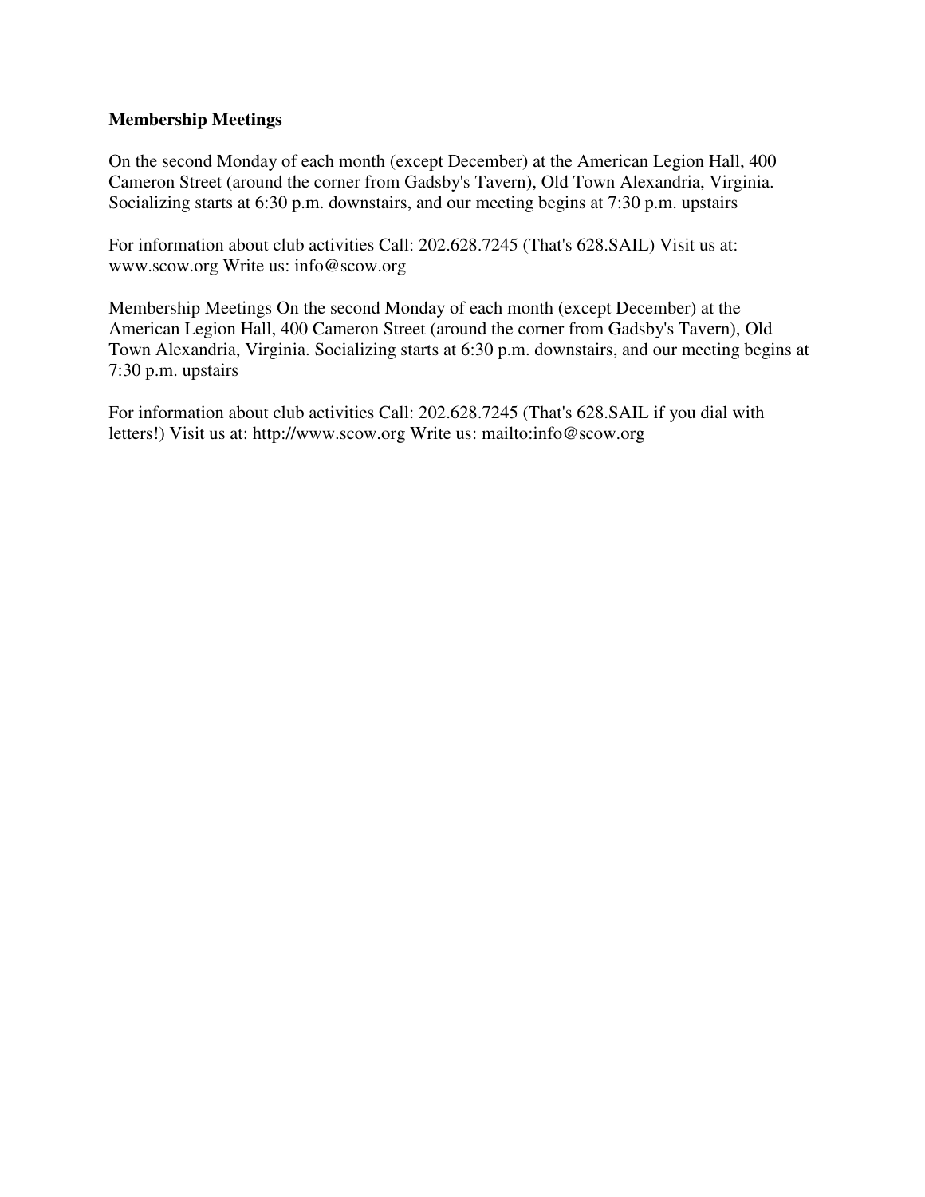**Membership Meetings**

On the second Monday of each month (except December) at the American Legion Hall, 400 Cameron Street (around the corner from Gadsby's Tavern), Old Town Alexandria, Virginia. Socializing starts at 6:30 p.m. downstairs, and our meeting begins at 7:30 p.m. upstairs

For information about club activities Call: 202.628.7245 (That's 628.SAIL) Visit us at: www.scow.org Write us: info@scow.org

Membership Meetings On the second Monday of each month (except December) at the American Legion Hall, 400 Cameron Street (around the corner from Gadsby's Tavern), Old Town Alexandria, Virginia. Socializing starts at 6:30 p.m. downstairs, and our meeting begins at 7:30 p.m. upstairs

For information about club activities Call: 202.628.7245 (That's 628.SAIL if you dial with letters!) Visit us at: http://www.scow.org Write us: mailto:info@scow.org